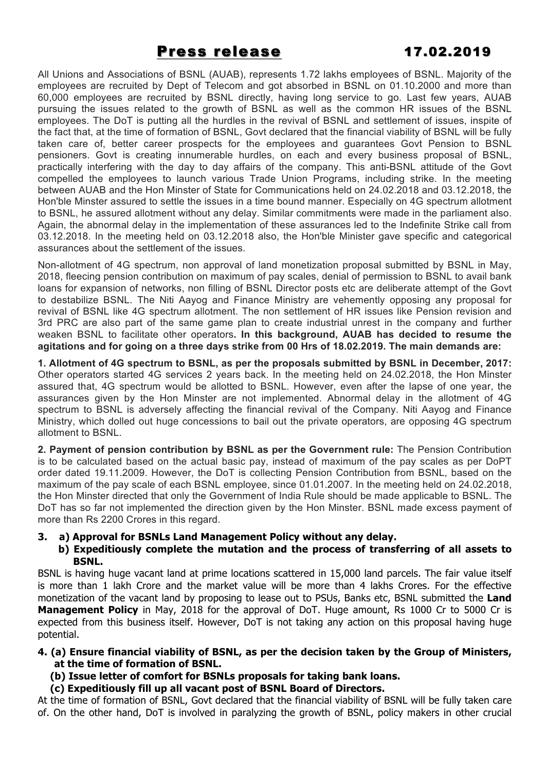# Press release 17.02.2019

All Unions and Associations of BSNL (AUAB), represents 1.72 lakhs employees of BSNL. Majority of the employees are recruited by Dept of Telecom and got absorbed in BSNL on 01.10.2000 and more than 60,000 employees are recruited by BSNL directly, having long service to go. Last few years, AUAB pursuing the issues related to the growth of BSNL as well as the common HR issues of the BSNL employees. The DoT is putting all the hurdles in the revival of BSNL and settlement of issues, inspite of the fact that, at the time of formation of BSNL, Govt declared that the financial viability of BSNL will be fully taken care of, better career prospects for the employees and guarantees Govt Pension to BSNL pensioners. Govt is creating innumerable hurdles, on each and every business proposal of BSNL, practically interfering with the day to day affairs of the company. This anti-BSNL attitude of the Govt compelled the employees to launch various Trade Union Programs, including strike. In the meeting between AUAB and the Hon Minster of State for Communications held on 24.02.2018 and 03.12.2018, the Hon'ble Minster assured to settle the issues in a time bound manner. Especially on 4G spectrum allotment to BSNL, he assured allotment without any delay. Similar commitments were made in the parliament also. Again, the abnormal delay in the implementation of these assurances led to the Indefinite Strike call from 03.12.2018. In the meeting held on 03.12.2018 also, the Hon'ble Minister gave specific and categorical assurances about the settlement of the issues.

Non-allotment of 4G spectrum, non approval of land monetization proposal submitted by BSNL in May, 2018, fleecing pension contribution on maximum of pay scales, denial of permission to BSNL to avail bank loans for expansion of networks, non filling of BSNL Director posts etc are deliberate attempt of the Govt to destabilize BSNL. The Niti Aayog and Finance Ministry are vehemently opposing any proposal for revival of BSNL like 4G spectrum allotment. The non settlement of HR issues like Pension revision and 3rd PRC are also part of the same game plan to create industrial unrest in the company and further weaken BSNL to facilitate other operators**. In this background, AUAB has decided to resume the agitations and for going on a three days strike from 00 Hrs of 18.02.2019. The main demands are:**

**1. Allotment of 4G spectrum to BSNL, as per the proposals submitted by BSNL in December, 2017:** Other operators started 4G services 2 years back. In the meeting held on 24.02.2018, the Hon Minster assured that, 4G spectrum would be allotted to BSNL. However, even after the lapse of one year, the assurances given by the Hon Minster are not implemented. Abnormal delay in the allotment of 4G spectrum to BSNL is adversely affecting the financial revival of the Company. Niti Aayog and Finance Ministry, which dolled out huge concessions to bail out the private operators, are opposing 4G spectrum allotment to BSNL.

**2. Payment of pension contribution by BSNL as per the Government rule:** The Pension Contribution is to be calculated based on the actual basic pay, instead of maximum of the pay scales as per DoPT order dated 19.11.2009. However, the DoT is collecting Pension Contribution from BSNL, based on the maximum of the pay scale of each BSNL employee, since 01.01.2007. In the meeting held on 24.02.2018, the Hon Minster directed that only the Government of India Rule should be made applicable to BSNL. The DoT has so far not implemented the direction given by the Hon Minster. BSNL made excess payment of more than Rs 2200 Crores in this regard.

**3. a) Approval for BSNLs Land Management Policy without any delay.**
**b) Expeditiously complete the mutation and the process of transferring of all assets to BSNL.**

BSNL is having huge vacant land at prime locations scattered in 15,000 land parcels. The fair value itself is more than 1 lakh Crore and the market value will be more than 4 lakhs Crores. For the effective monetization of the vacant land by proposing to lease out to PSUs, Banks etc, BSNL submitted the **Land Management Policy** in May, 2018 for the approval of DoT. Huge amount, Rs 1000 Cr to 5000 Cr is expected from this business itself. However, DoT is not taking any action on this proposal having huge potential.

**4. (a) Ensure financial viability of BSNL, as per the decision taken by the Group of Ministers, at the time of formation of BSNL.**
**(b) Issue letter of comfort for BSNLs proposals for taking bank loans.**
**(c) Expeditiously fill up all vacant post of BSNL Board of Directors.**

At the time of formation of BSNL, Govt declared that the financial viability of BSNL will be fully taken care of. On the other hand, DoT is involved in paralyzing the growth of BSNL, policy makers in other crucial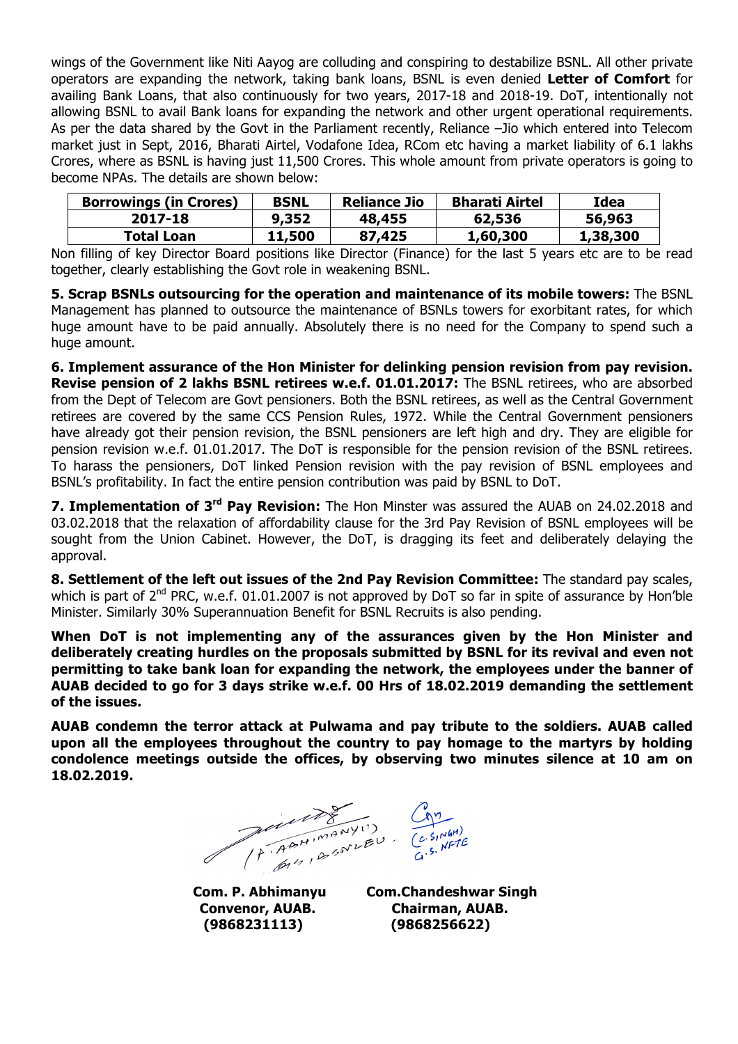wings of the Government like Niti Aayog are colluding and conspiring to destabilize BSNL. All other private operators are expanding the network, taking bank loans, BSNL is even denied **Letter of Comfort** for availing Bank Loans, that also continuously for two years, 2017-18 and 2018-19. DoT, intentionally not allowing BSNL to avail Bank loans for expanding the network and other urgent operational requirements. As per the data shared by the Govt in the Parliament recently, Reliance –Jio which entered into Telecom market just in Sept, 2016, Bharati Airtel, Vodafone Idea, RCom etc having a market liability of 6.1 lakhs Crores, where as BSNL is having just 11,500 Crores. This whole amount from private operators is going to become NPAs. The details are shown below:

| Borrowings (in Crores) | BSNL | Reliance Jio | Bharati Airtel | Idea |
|---|---|---|---|---|
| 2017-18 | 9,352 | 48,455 | 62,536 | 56,963 |
| Total Loan | 11,500 | 87,425 | 1,60,300 | 1,38,300 |

Non filling of key Director Board positions like Director (Finance) for the last 5 years etc are to be read together, clearly establishing the Govt role in weakening BSNL.

**5. Scrap BSNLs outsourcing for the operation and maintenance of its mobile towers:** The BSNL Management has planned to outsource the maintenance of BSNLs towers for exorbitant rates, for which huge amount have to be paid annually. Absolutely there is no need for the Company to spend such a huge amount.

**6. Implement assurance of the Hon Minister for delinking pension revision from pay revision. Revise pension of 2 lakhs BSNL retirees w.e.f. 01.01.2017:** The BSNL retirees, who are absorbed from the Dept of Telecom are Govt pensioners. Both the BSNL retirees, as well as the Central Government retirees are covered by the same CCS Pension Rules, 1972. While the Central Government pensioners have already got their pension revision, the BSNL pensioners are left high and dry. They are eligible for pension revision w.e.f. 01.01.2017. The DoT is responsible for the pension revision of the BSNL retirees. To harass the pensioners, DoT linked Pension revision with the pay revision of BSNL employees and BSNL's profitability. In fact the entire pension contribution was paid by BSNL to DoT.

**7. Implementation of 3rd Pay Revision:** The Hon Minster was assured the AUAB on 24.02.2018 and 03.02.2018 that the relaxation of affordability clause for the 3rd Pay Revision of BSNL employees will be sought from the Union Cabinet. However, the DoT, is dragging its feet and deliberately delaying the approval.

**8. Settlement of the left out issues of the 2nd Pay Revision Committee:** The standard pay scales, which is part of 2nd PRC, w.e.f. 01.01.2007 is not approved by DoT so far in spite of assurance by Hon'ble Minister. Similarly 30% Superannuation Benefit for BSNL Recruits is also pending.

**When DoT is not implementing any of the assurances given by the Hon Minister and deliberately creating hurdles on the proposals submitted by BSNL for its revival and even not permitting to take bank loan for expanding the network, the employees under the banner of AUAB decided to go for 3 days strike w.e.f. 00 Hrs of 18.02.2019 demanding the settlement of the issues.**

**AUAB condemn the terror attack at Pulwama and pay tribute to the soldiers. AUAB called upon all the employees throughout the country to pay homage to the martyrs by holding condolence meetings outside the offices, by observing two minutes silence at 10 am on 18.02.2019.**

(P. ABHIMANYU)
GS, BSNLEU

(C. SINGH)
G.S. NFTE

**Com. P. Abhimanyu**
**Convenor, AUAB.**
**(9868231113)**

**Com.Chandeshwar Singh**
**Chairman, AUAB.**
**(9868256622)**